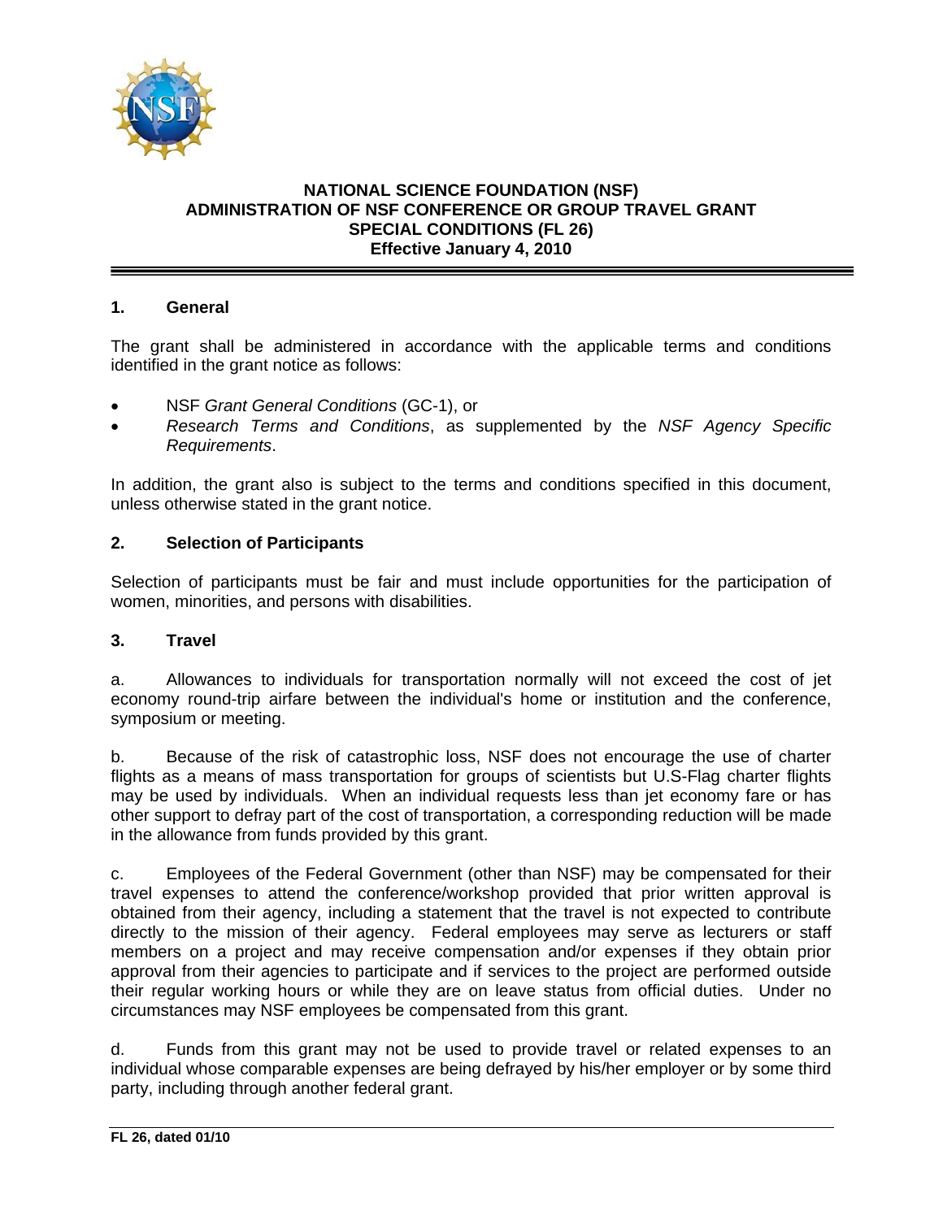# NATIONAL SCIENCE FOUNDATION (NSF)
# ADMINISTRATION OF NSF CONFERENCE OR GROUP TRAVEL GRANT
# SPECIAL CONDITIONS (FL 26)
# Effective January 4, 2010

## 1. General

The grant shall be administered in accordance with the applicable terms and conditions identified in the grant notice as follows:

- NSF *Grant General Conditions* (GC-1), or
- *Research Terms and Conditions*, as supplemented by the *NSF Agency Specific Requirements*.

In addition, the grant also is subject to the terms and conditions specified in this document, unless otherwise stated in the grant notice.

## 2. Selection of Participants

Selection of participants must be fair and must include opportunities for the participation of women, minorities, and persons with disabilities.

## 3. Travel

a. Allowances to individuals for transportation normally will not exceed the cost of jet economy round-trip airfare between the individual's home or institution and the conference, symposium or meeting.

b. Because of the risk of catastrophic loss, NSF does not encourage the use of charter flights as a means of mass transportation for groups of scientists but U.S-Flag charter flights may be used by individuals. When an individual requests less than jet economy fare or has other support to defray part of the cost of transportation, a corresponding reduction will be made in the allowance from funds provided by this grant.

c. Employees of the Federal Government (other than NSF) may be compensated for their travel expenses to attend the conference/workshop provided that prior written approval is obtained from their agency, including a statement that the travel is not expected to contribute directly to the mission of their agency. Federal employees may serve as lecturers or staff members on a project and may receive compensation and/or expenses if they obtain prior approval from their agencies to participate and if services to the project are performed outside their regular working hours or while they are on leave status from official duties. Under no circumstances may NSF employees be compensated from this grant.

d. Funds from this grant may not be used to provide travel or related expenses to an individual whose comparable expenses are being defrayed by his/her employer or by some third party, including through another federal grant.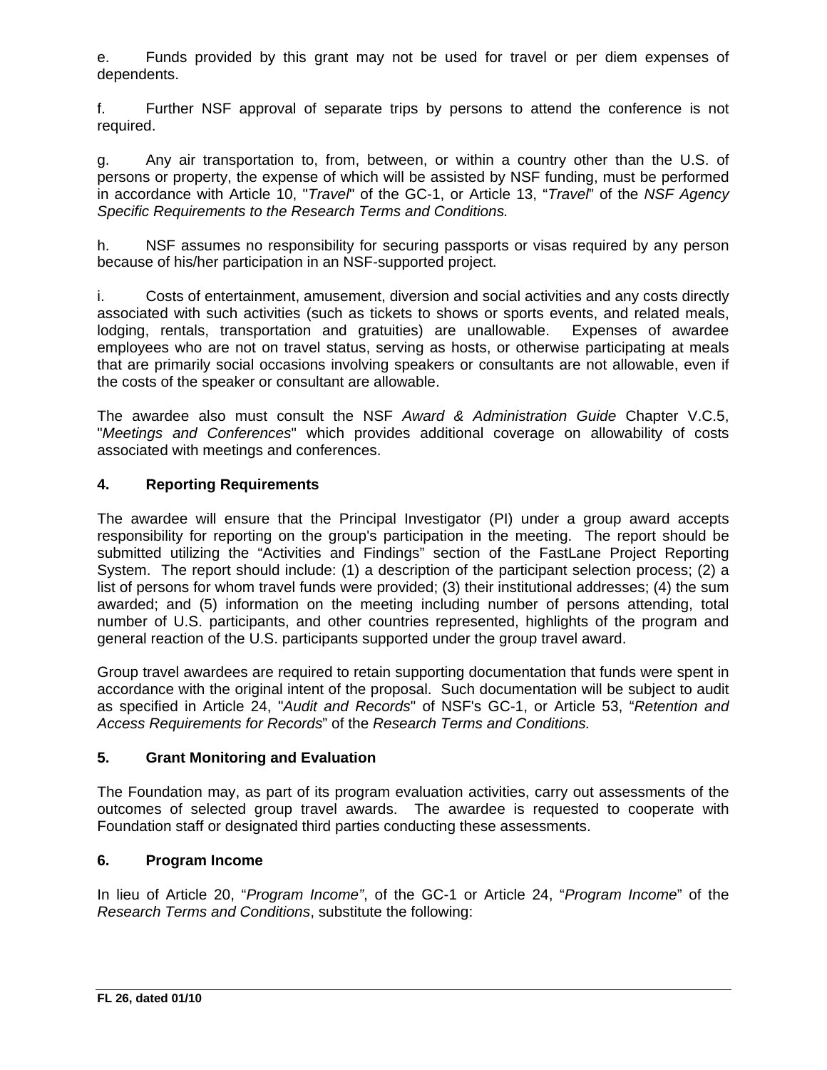e. Funds provided by this grant may not be used for travel or per diem expenses of dependents.

f. Further NSF approval of separate trips by persons to attend the conference is not required.

g. Any air transportation to, from, between, or within a country other than the U.S. of persons or property, the expense of which will be assisted by NSF funding, must be performed in accordance with Article 10, "*Travel*" of the GC-1, or Article 13, "*Travel*" of the *NSF Agency Specific Requirements to the Research Terms and Conditions.*

h. NSF assumes no responsibility for securing passports or visas required by any person because of his/her participation in an NSF-supported project.

i. Costs of entertainment, amusement, diversion and social activities and any costs directly associated with such activities (such as tickets to shows or sports events, and related meals, lodging, rentals, transportation and gratuities) are unallowable. Expenses of awardee employees who are not on travel status, serving as hosts, or otherwise participating at meals that are primarily social occasions involving speakers or consultants are not allowable, even if the costs of the speaker or consultant are allowable.

The awardee also must consult the NSF *Award & Administration Guide* Chapter V.C.5, "*Meetings and Conferences*" which provides additional coverage on allowability of costs associated with meetings and conferences.

## 4. Reporting Requirements

The awardee will ensure that the Principal Investigator (PI) under a group award accepts responsibility for reporting on the group's participation in the meeting. The report should be submitted utilizing the "Activities and Findings" section of the FastLane Project Reporting System. The report should include: (1) a description of the participant selection process; (2) a list of persons for whom travel funds were provided; (3) their institutional addresses; (4) the sum awarded; and (5) information on the meeting including number of persons attending, total number of U.S. participants, and other countries represented, highlights of the program and general reaction of the U.S. participants supported under the group travel award.

Group travel awardees are required to retain supporting documentation that funds were spent in accordance with the original intent of the proposal. Such documentation will be subject to audit as specified in Article 24, "*Audit and Records*" of NSF's GC-1, or Article 53, "*Retention and Access Requirements for Records*" of the *Research Terms and Conditions.*

## 5. Grant Monitoring and Evaluation

The Foundation may, as part of its program evaluation activities, carry out assessments of the outcomes of selected group travel awards. The awardee is requested to cooperate with Foundation staff or designated third parties conducting these assessments.

## 6. Program Income

In lieu of Article 20, "*Program Income"*, of the GC-1 or Article 24, "*Program Income*" of the *Research Terms and Conditions*, substitute the following: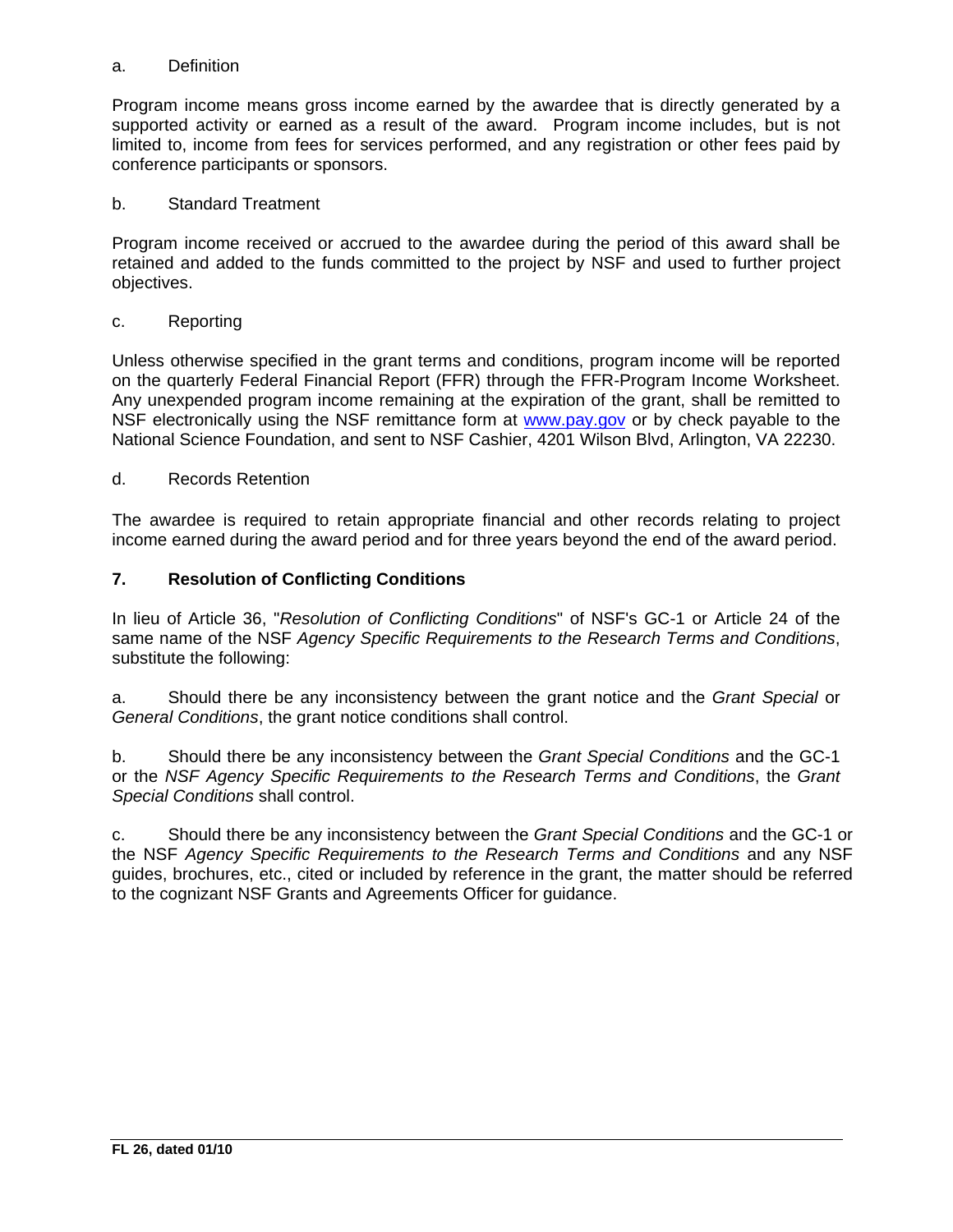a. Definition

Program income means gross income earned by the awardee that is directly generated by a supported activity or earned as a result of the award. Program income includes, but is not limited to, income from fees for services performed, and any registration or other fees paid by conference participants or sponsors.

b. Standard Treatment

Program income received or accrued to the awardee during the period of this award shall be retained and added to the funds committed to the project by NSF and used to further project objectives.

c. Reporting

Unless otherwise specified in the grant terms and conditions, program income will be reported on the quarterly Federal Financial Report (FFR) through the FFR-Program Income Worksheet. Any unexpended program income remaining at the expiration of the grant, shall be remitted to NSF electronically using the NSF remittance form at [www.pay.gov](http://www.pay.gov) or by check payable to the National Science Foundation, and sent to NSF Cashier, 4201 Wilson Blvd, Arlington, VA 22230.

d. Records Retention

The awardee is required to retain appropriate financial and other records relating to project income earned during the award period and for three years beyond the end of the award period.

## 7. Resolution of Conflicting Conditions

In lieu of Article 36, "*Resolution of Conflicting Conditions*" of NSF's GC-1 or Article 24 of the same name of the NSF *Agency Specific Requirements to the Research Terms and Conditions*, substitute the following:

a. Should there be any inconsistency between the grant notice and the *Grant Special* or *General Conditions*, the grant notice conditions shall control.

b. Should there be any inconsistency between the *Grant Special Conditions* and the GC-1 or the *NSF Agency Specific Requirements to the Research Terms and Conditions*, the *Grant Special Conditions* shall control.

c. Should there be any inconsistency between the *Grant Special Conditions* and the GC-1 or the NSF *Agency Specific Requirements to the Research Terms and Conditions* and any NSF guides, brochures, etc., cited or included by reference in the grant, the matter should be referred to the cognizant NSF Grants and Agreements Officer for guidance.